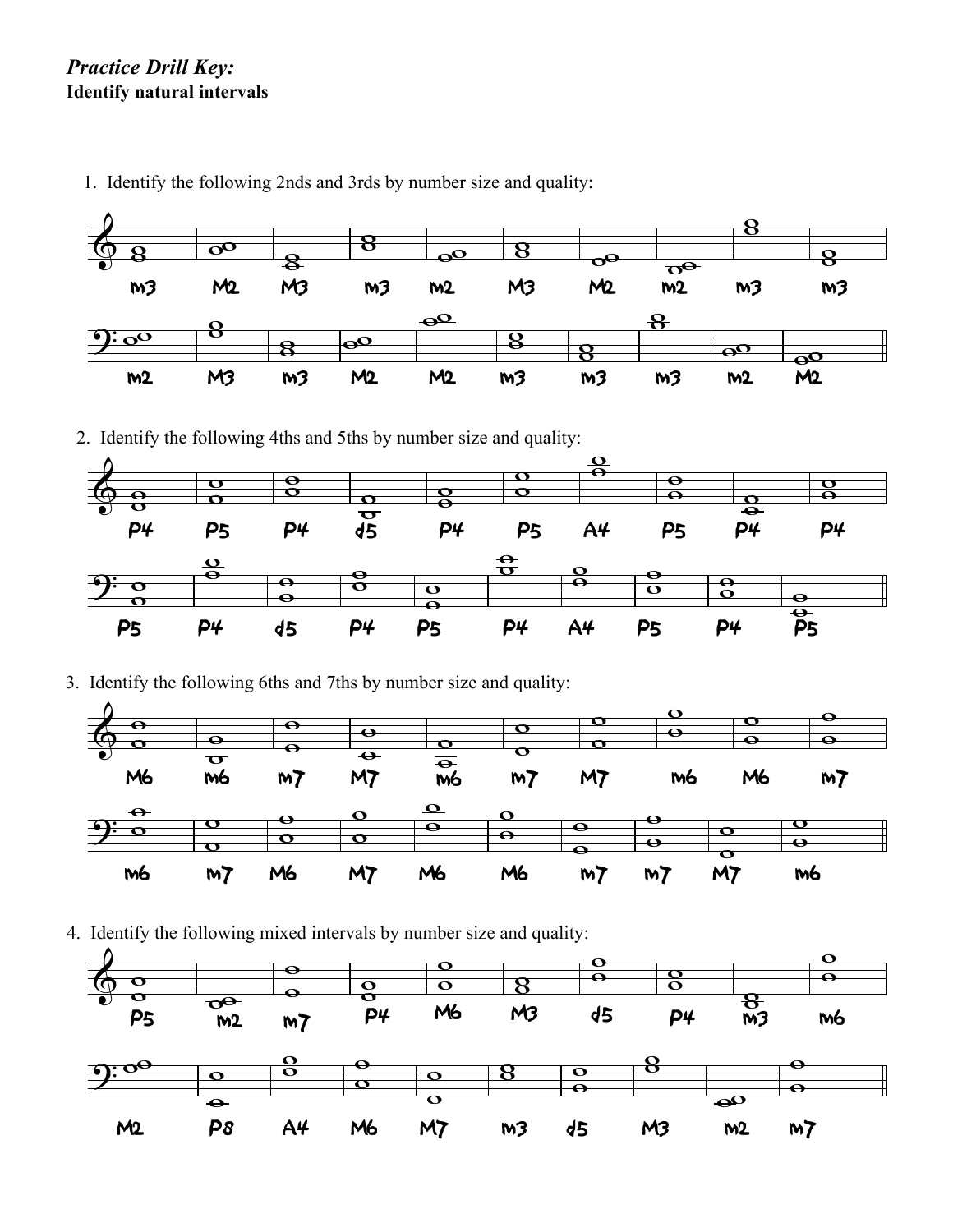*Practice Drill Key:*
**Identify natural intervals**

1. Identify the following 2nds and 3rds by number size and quality:

m3 M2 M3 m3 m2 M3 M2 m2 m3 m3

m2 M3 m3 M2 M2 m3 m3 m3 M2 M2

2. Identify the following 4ths and 5ths by number size and quality:

P4 P5 P4 d5 P4 P5 A4 P5 P4 P4

P5 P4 d5 P4 P5 P4 A4 P5 P4 P5

3. Identify the following 6ths and 7ths by number size and quality:

M6 m6 m7 M7 m6 m7 M7 m6 M6 m7

m6 m7 M6 M7 M6 M6 m7 m7 M7 m6

4. Identify the following mixed intervals by number size and quality:

P5 m2 m7 P4 M6 M3 d5 P4 m3 m6

M2 P8 A4 M6 M7 m3 d5 M3 m2 m7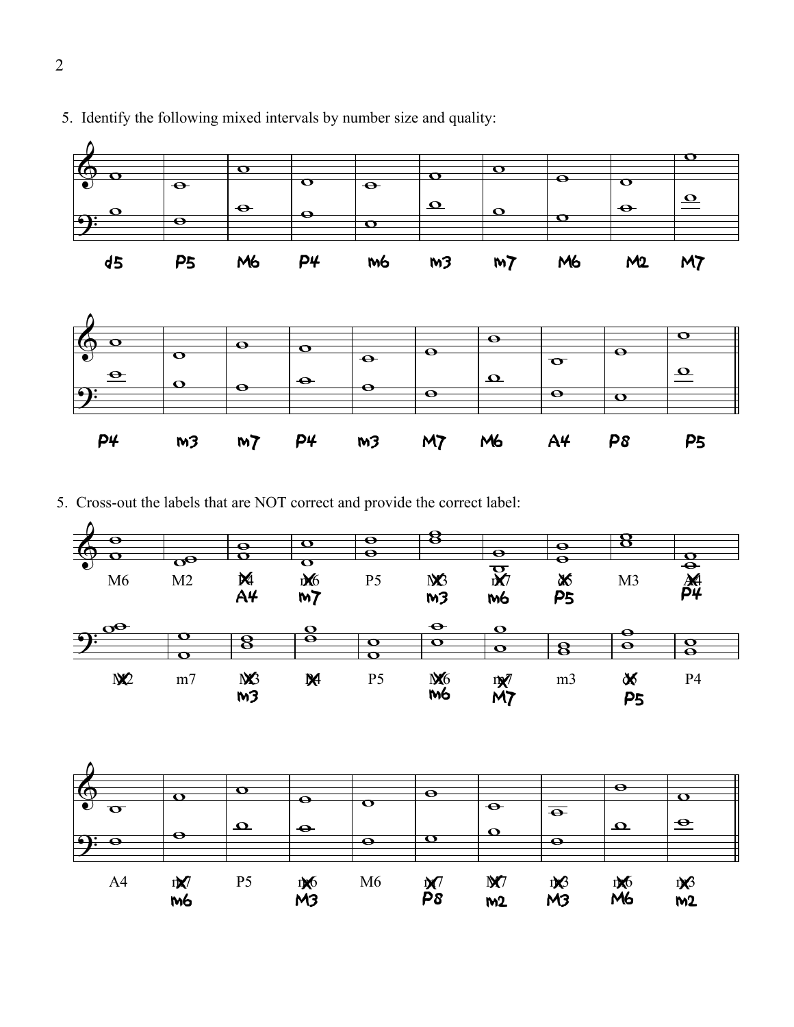5. Identify the following mixed intervals by number size and quality:

d5 P5 M6 P4 m6 m3 m7 M6 M2 M7

P4 m3 m7 P4 m3 M7 M6 A4 P8 P5

5. Cross-out the labels that are NOT correct and provide the correct label:

M6 M2 ~~P4~~ A4 ~~m6~~ M7 P5 ~~M3~~ m3 ~~m7~~ m6 ~~d5~~ P5 M3 ~~A4~~ P4

~~M2~~ m7 ~~M3~~ m3 ~~P4~~ P5 ~~M6~~ m6 ~~m7~~ M7 m3 ~~d5~~ P5 P4

A4 ~~m7~~ m6 P5 ~~m6~~ M3 M6 ~~m7~~ P8 ~~M7~~ m2 ~~m3~~ M3 ~~m6~~ M6 ~~m3~~ m2